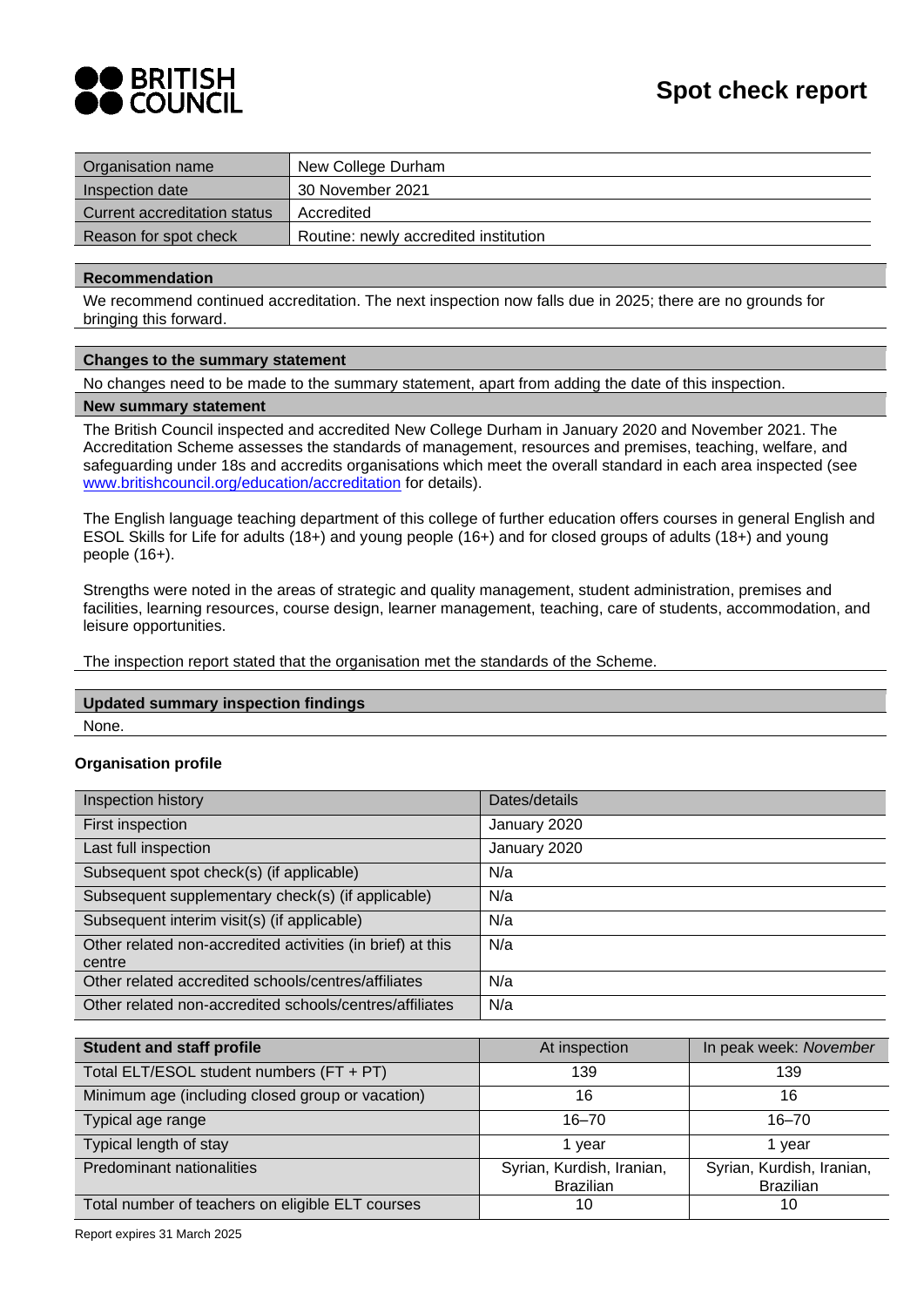BRITISH COUNCIL

# Spot check report

| Organisation name | New College Durham |
|---|---|
| Inspection date | 30 November 2021 |
| Current accreditation status | Accredited |
| Reason for spot check | Routine: newly accredited institution |

**Recommendation**

We recommend continued accreditation. The next inspection now falls due in 2025; there are no grounds for bringing this forward.

**Changes to the summary statement**

No changes need to be made to the summary statement, apart from adding the date of this inspection.

**New summary statement**

The British Council inspected and accredited New College Durham in January 2020 and November 2021. The Accreditation Scheme assesses the standards of management, resources and premises, teaching, welfare, and safeguarding under 18s and accredits organisations which meet the overall standard in each area inspected (see www.britishcouncil.org/education/accreditation for details).

The English language teaching department of this college of further education offers courses in general English and ESOL Skills for Life for adults (18+) and young people (16+) and for closed groups of adults (18+) and young people (16+).

Strengths were noted in the areas of strategic and quality management, student administration, premises and facilities, learning resources, course design, learner management, teaching, care of students, accommodation, and leisure opportunities.

The inspection report stated that the organisation met the standards of the Scheme.

**Updated summary inspection findings**

None.

**Organisation profile**

| Inspection history | Dates/details |
|---|---|
| First inspection | January 2020 |
| Last full inspection | January 2020 |
| Subsequent spot check(s) (if applicable) | N/a |
| Subsequent supplementary check(s) (if applicable) | N/a |
| Subsequent interim visit(s) (if applicable) | N/a |
| Other related non-accredited activities (in brief) at this centre | N/a |
| Other related accredited schools/centres/affiliates | N/a |
| Other related non-accredited schools/centres/affiliates | N/a |

| Student and staff profile | At inspection | In peak week: *November* |
|---|---|---|
| Total ELT/ESOL student numbers (FT + PT) | 139 | 139 |
| Minimum age (including closed group or vacation) | 16 | 16 |
| Typical age range | 16–70 | 16–70 |
| Typical length of stay | 1 year | 1 year |
| Predominant nationalities | Syrian, Kurdish, Iranian, Brazilian | Syrian, Kurdish, Iranian, Brazilian |
| Total number of teachers on eligible ELT courses | 10 | 10 |

Report expires 31 March 2025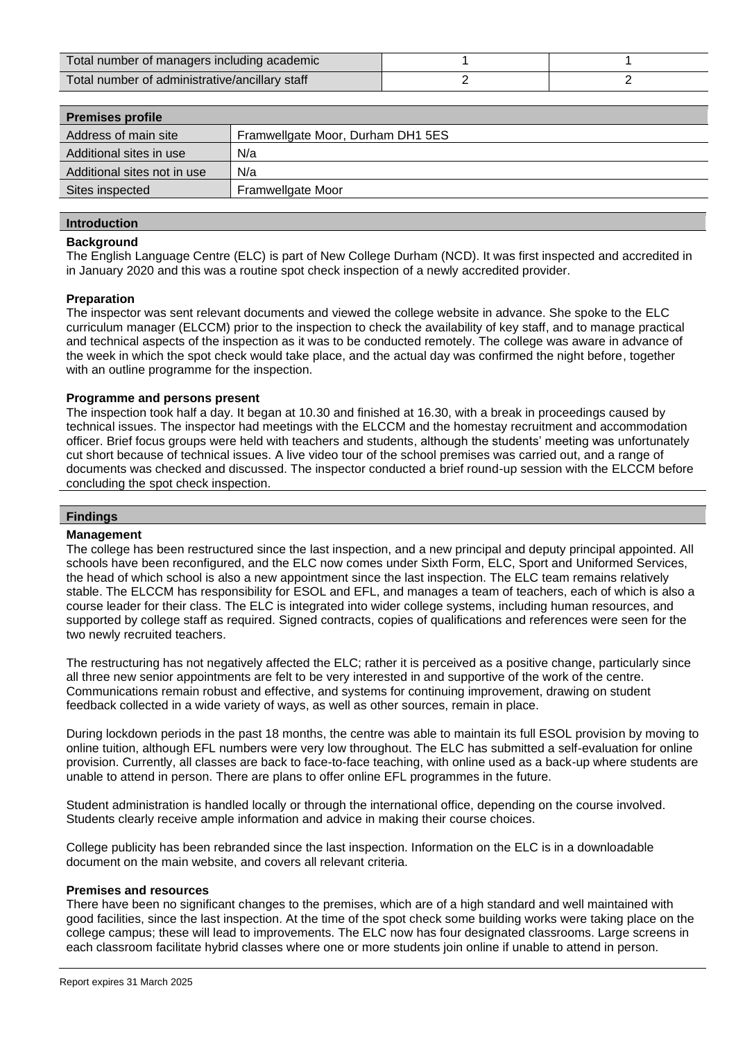| Total number of managers including academic | 1 | 1 |
| --- | --- | --- |
| Total number of administrative/ancillary staff | 2 | 2 |

| Premises profile | |
| --- | --- |
| Address of main site | Framwellgate Moor, Durham DH1 5ES |
| Additional sites in use | N/a |
| Additional sites not in use | N/a |
| Sites inspected | Framwellgate Moor |

## Introduction

### Background

The English Language Centre (ELC) is part of New College Durham (NCD). It was first inspected and accredited in in January 2020 and this was a routine spot check inspection of a newly accredited provider.

### Preparation

The inspector was sent relevant documents and viewed the college website in advance. She spoke to the ELC curriculum manager (ELCCM) prior to the inspection to check the availability of key staff, and to manage practical and technical aspects of the inspection as it was to be conducted remotely. The college was aware in advance of the week in which the spot check would take place, and the actual day was confirmed the night before, together with an outline programme for the inspection.

### Programme and persons present

The inspection took half a day. It began at 10.30 and finished at 16.30, with a break in proceedings caused by technical issues. The inspector had meetings with the ELCCM and the homestay recruitment and accommodation officer. Brief focus groups were held with teachers and students, although the students' meeting was unfortunately cut short because of technical issues. A live video tour of the school premises was carried out, and a range of documents was checked and discussed. The inspector conducted a brief round-up session with the ELCCM before concluding the spot check inspection.

## Findings

### Management

The college has been restructured since the last inspection, and a new principal and deputy principal appointed. All schools have been reconfigured, and the ELC now comes under Sixth Form, ELC, Sport and Uniformed Services, the head of which school is also a new appointment since the last inspection. The ELC team remains relatively stable. The ELCCM has responsibility for ESOL and EFL, and manages a team of teachers, each of which is also a course leader for their class. The ELC is integrated into wider college systems, including human resources, and supported by college staff as required. Signed contracts, copies of qualifications and references were seen for the two newly recruited teachers.

The restructuring has not negatively affected the ELC; rather it is perceived as a positive change, particularly since all three new senior appointments are felt to be very interested in and supportive of the work of the centre. Communications remain robust and effective, and systems for continuing improvement, drawing on student feedback collected in a wide variety of ways, as well as other sources, remain in place.

During lockdown periods in the past 18 months, the centre was able to maintain its full ESOL provision by moving to online tuition, although EFL numbers were very low throughout. The ELC has submitted a self-evaluation for online provision. Currently, all classes are back to face-to-face teaching, with online used as a back-up where students are unable to attend in person. There are plans to offer online EFL programmes in the future.

Student administration is handled locally or through the international office, depending on the course involved. Students clearly receive ample information and advice in making their course choices.

College publicity has been rebranded since the last inspection. Information on the ELC is in a downloadable document on the main website, and covers all relevant criteria.

### Premises and resources

There have been no significant changes to the premises, which are of a high standard and well maintained with good facilities, since the last inspection. At the time of the spot check some building works were taking place on the college campus; these will lead to improvements. The ELC now has four designated classrooms. Large screens in each classroom facilitate hybrid classes where one or more students join online if unable to attend in person.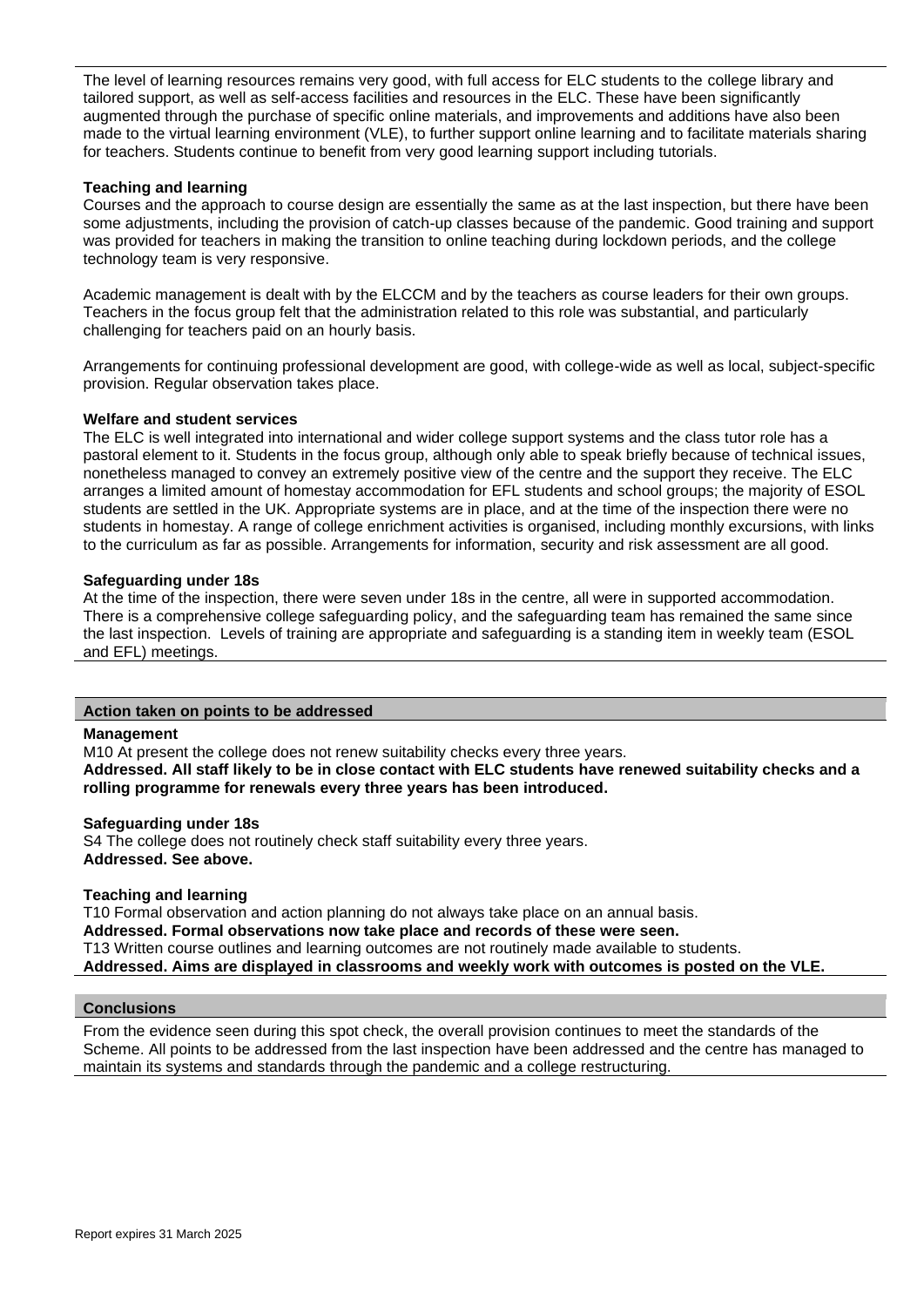The level of learning resources remains very good, with full access for ELC students to the college library and tailored support, as well as self-access facilities and resources in the ELC. These have been significantly augmented through the purchase of specific online materials, and improvements and additions have also been made to the virtual learning environment (VLE), to further support online learning and to facilitate materials sharing for teachers. Students continue to benefit from very good learning support including tutorials.

**Teaching and learning**

Courses and the approach to course design are essentially the same as at the last inspection, but there have been some adjustments, including the provision of catch-up classes because of the pandemic. Good training and support was provided for teachers in making the transition to online teaching during lockdown periods, and the college technology team is very responsive.

Academic management is dealt with by the ELCCM and by the teachers as course leaders for their own groups. Teachers in the focus group felt that the administration related to this role was substantial, and particularly challenging for teachers paid on an hourly basis.

Arrangements for continuing professional development are good, with college-wide as well as local, subject-specific provision. Regular observation takes place.

**Welfare and student services**

The ELC is well integrated into international and wider college support systems and the class tutor role has a pastoral element to it. Students in the focus group, although only able to speak briefly because of technical issues, nonetheless managed to convey an extremely positive view of the centre and the support they receive. The ELC arranges a limited amount of homestay accommodation for EFL students and school groups; the majority of ESOL students are settled in the UK. Appropriate systems are in place, and at the time of the inspection there were no students in homestay. A range of college enrichment activities is organised, including monthly excursions, with links to the curriculum as far as possible. Arrangements for information, security and risk assessment are all good.

**Safeguarding under 18s**

At the time of the inspection, there were seven under 18s in the centre, all were in supported accommodation. There is a comprehensive college safeguarding policy, and the safeguarding team has remained the same since the last inspection. Levels of training are appropriate and safeguarding is a standing item in weekly team (ESOL and EFL) meetings.

## Action taken on points to be addressed

**Management**

M10 At present the college does not renew suitability checks every three years.
**Addressed. All staff likely to be in close contact with ELC students have renewed suitability checks and a rolling programme for renewals every three years has been introduced.**

**Safeguarding under 18s**

S4 The college does not routinely check staff suitability every three years.
**Addressed. See above.**

**Teaching and learning**

T10 Formal observation and action planning do not always take place on an annual basis.
**Addressed. Formal observations now take place and records of these were seen.**
T13 Written course outlines and learning outcomes are not routinely made available to students.
**Addressed. Aims are displayed in classrooms and weekly work with outcomes is posted on the VLE.**

## Conclusions

From the evidence seen during this spot check, the overall provision continues to meet the standards of the Scheme. All points to be addressed from the last inspection have been addressed and the centre has managed to maintain its systems and standards through the pandemic and a college restructuring.

Report expires 31 March 2025